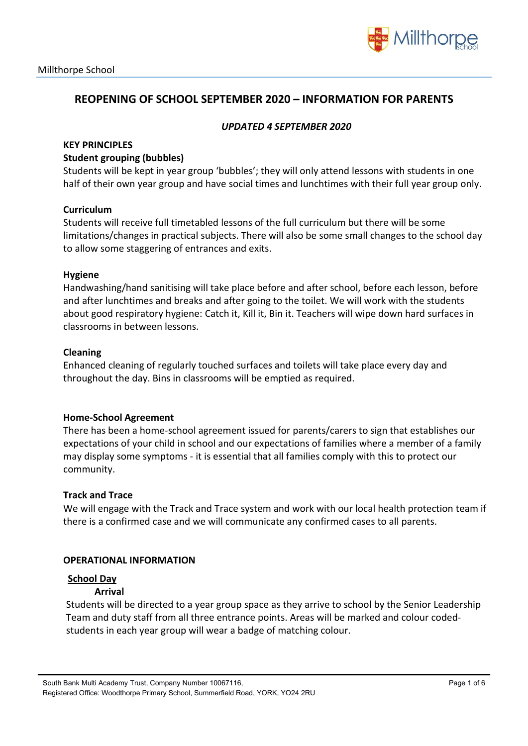Millthorpe School

# REOPENING OF SCHOOL SEPTEMBER 2020 – INFORMATION FOR PARENTS

***UPDATED 4 SEPTEMBER 2020***

## KEY PRINCIPLES

### Student grouping (bubbles)

Students will be kept in year group 'bubbles'; they will only attend lessons with students in one half of their own year group and have social times and lunchtimes with their full year group only.

### Curriculum

Students will receive full timetabled lessons of the full curriculum but there will be some limitations/changes in practical subjects. There will also be some small changes to the school day to allow some staggering of entrances and exits.

### Hygiene

Handwashing/hand sanitising will take place before and after school, before each lesson, before and after lunchtimes and breaks and after going to the toilet. We will work with the students about good respiratory hygiene: Catch it, Kill it, Bin it. Teachers will wipe down hard surfaces in classrooms in between lessons.

### Cleaning

Enhanced cleaning of regularly touched surfaces and toilets will take place every day and throughout the day. Bins in classrooms will be emptied as required.

### Home-School Agreement

There has been a home-school agreement issued for parents/carers to sign that establishes our expectations of your child in school and our expectations of families where a member of a family may display some symptoms - it is essential that all families comply with this to protect our community.

### Track and Trace

We will engage with the Track and Trace system and work with our local health protection team if there is a confirmed case and we will communicate any confirmed cases to all parents.

## OPERATIONAL INFORMATION

### School Day

#### Arrival

Students will be directed to a year group space as they arrive to school by the Senior Leadership Team and duty staff from all three entrance points. Areas will be marked and colour coded-students in each year group will wear a badge of matching colour.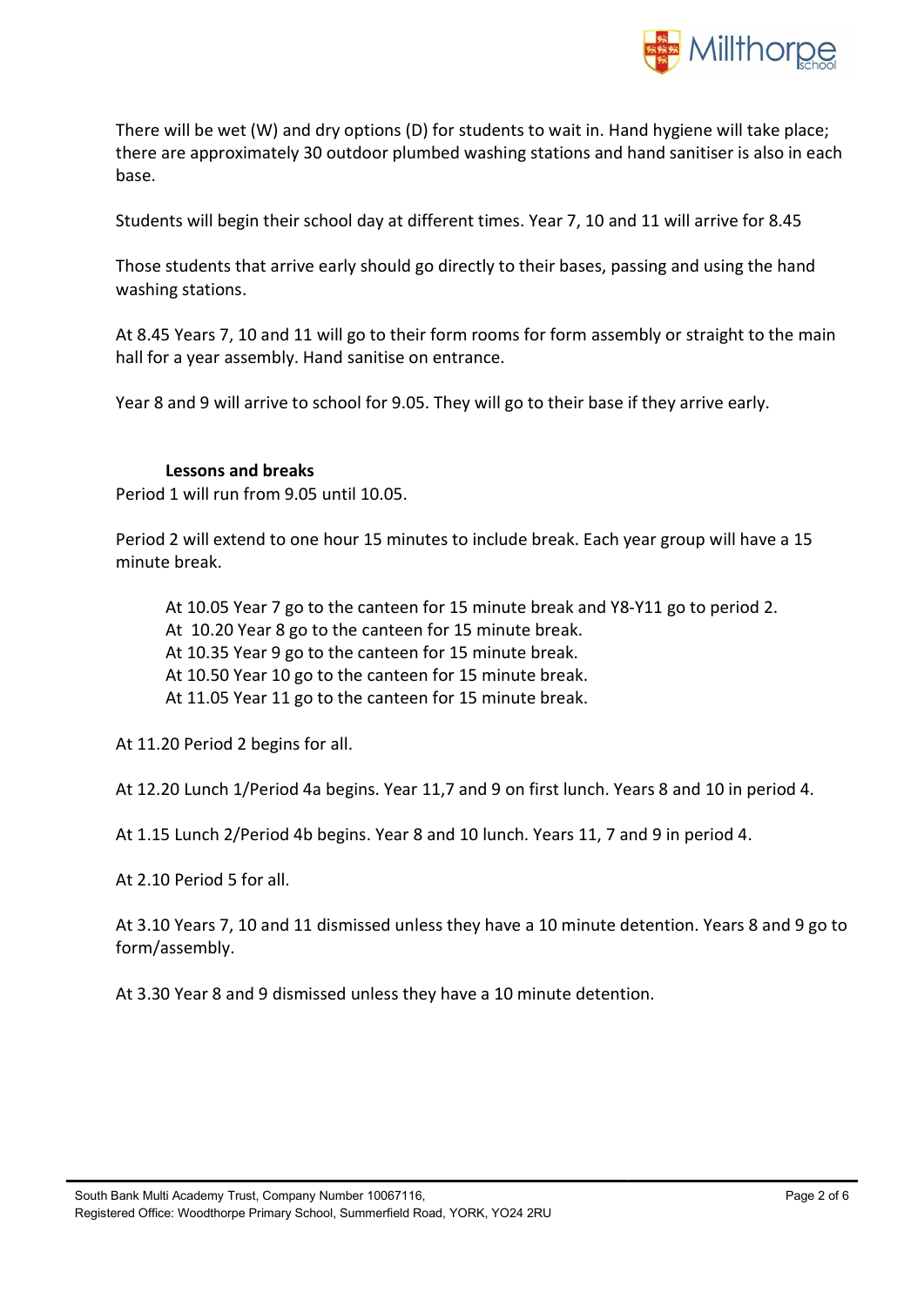There will be wet (W) and dry options (D) for students to wait in. Hand hygiene will take place; there are approximately 30 outdoor plumbed washing stations and hand sanitiser is also in each base.

Students will begin their school day at different times. Year 7, 10 and 11 will arrive for 8.45

Those students that arrive early should go directly to their bases, passing and using the hand washing stations.

At 8.45 Years 7, 10 and 11 will go to their form rooms for form assembly or straight to the main hall for a year assembly. Hand sanitise on entrance.

Year 8 and 9 will arrive to school for 9.05. They will go to their base if they arrive early.

**Lessons and breaks**

Period 1 will run from 9.05 until 10.05.

Period 2 will extend to one hour 15 minutes to include break. Each year group will have a 15 minute break.

At 10.05 Year 7 go to the canteen for 15 minute break and Y8-Y11 go to period 2.
At 10.20 Year 8 go to the canteen for 15 minute break.
At 10.35 Year 9 go to the canteen for 15 minute break.
At 10.50 Year 10 go to the canteen for 15 minute break.
At 11.05 Year 11 go to the canteen for 15 minute break.

At 11.20 Period 2 begins for all.

At 12.20 Lunch 1/Period 4a begins. Year 11,7 and 9 on first lunch. Years 8 and 10 in period 4.

At 1.15 Lunch 2/Period 4b begins. Year 8 and 10 lunch. Years 11, 7 and 9 in period 4.

At 2.10 Period 5 for all.

At 3.10 Years 7, 10 and 11 dismissed unless they have a 10 minute detention. Years 8 and 9 go to form/assembly.

At 3.30 Year 8 and 9 dismissed unless they have a 10 minute detention.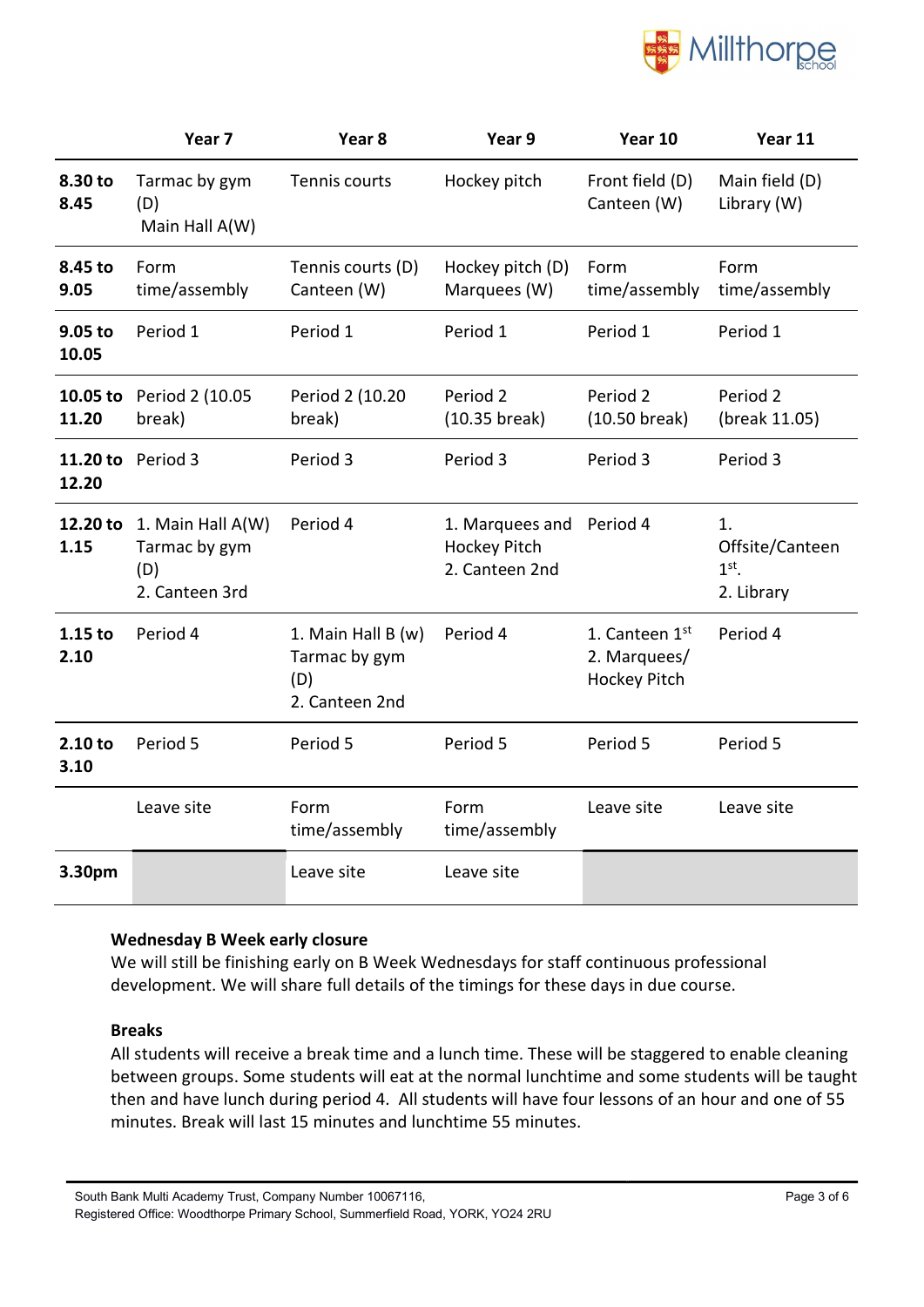| | Year 7 | Year 8 | Year 9 | Year 10 | Year 11 |
|---|---|---|---|---|---|
| **8.30 to 8.45** | Tarmac by gym (D) Main Hall A(W) | Tennis courts | Hockey pitch | Front field (D) Canteen (W) | Main field (D) Library (W) |
| **8.45 to 9.05** | Form time/assembly | Tennis courts (D) Canteen (W) | Hockey pitch (D) Marquees (W) | Form time/assembly | Form time/assembly |
| **9.05 to 10.05** | Period 1 | Period 1 | Period 1 | Period 1 | Period 1 |
| **10.05 to 11.20** | Period 2 (10.05 break) | Period 2 (10.20 break) | Period 2 (10.35 break) | Period 2 (10.50 break) | Period 2 (break 11.05) |
| **11.20 to 12.20** | Period 3 | Period 3 | Period 3 | Period 3 | Period 3 |
| **12.20 to 1.15** | 1. Main Hall A(W) Tarmac by gym (D) 2. Canteen 3rd | Period 4 | 1. Marquees and Hockey Pitch 2. Canteen 2nd | Period 4 | 1. Offsite/Canteen 1st. 2. Library |
| **1.15 to 2.10** | Period 4 | 1. Main Hall B (w) Tarmac by gym (D) 2. Canteen 2nd | Period 4 | 1. Canteen 1st 2. Marquees/ Hockey Pitch | Period 4 |
| **2.10 to 3.10** | Period 5 | Period 5 | Period 5 | Period 5 | Period 5 |
| | Leave site | Form time/assembly | Form time/assembly | Leave site | Leave site |
| **3.30pm** | | Leave site | Leave site | | |

**Wednesday B Week early closure**

We will still be finishing early on B Week Wednesdays for staff continuous professional development. We will share full details of the timings for these days in due course.

**Breaks**

All students will receive a break time and a lunch time. These will be staggered to enable cleaning between groups. Some students will eat at the normal lunchtime and some students will be taught then and have lunch during period 4. All students will have four lessons of an hour and one of 55 minutes. Break will last 15 minutes and lunchtime 55 minutes.

South Bank Multi Academy Trust, Company Number 10067116,
Registered Office: Woodthorpe Primary School, Summerfield Road, YORK, YO24 2RU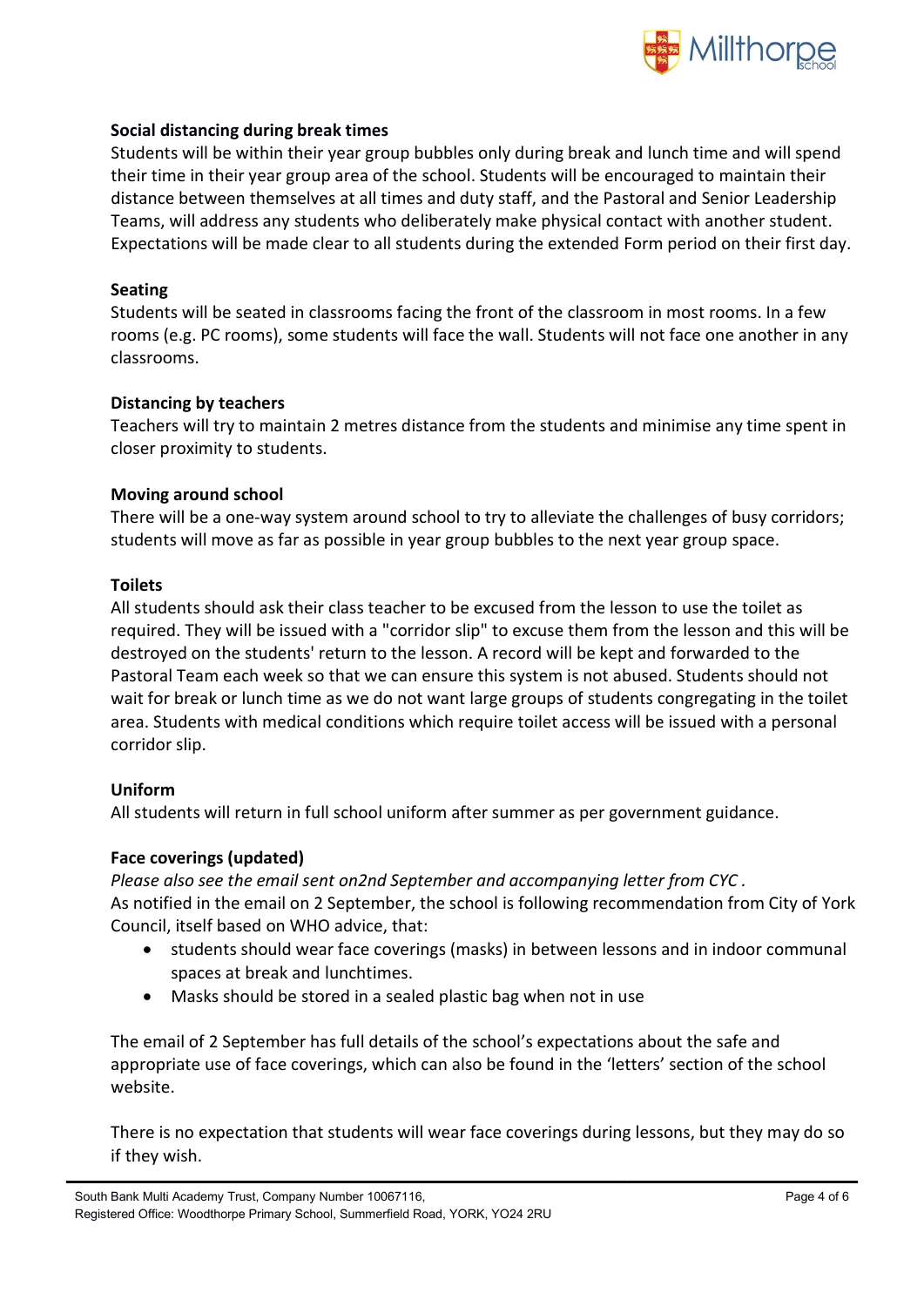**Social distancing during break times**

Students will be within their year group bubbles only during break and lunch time and will spend their time in their year group area of the school. Students will be encouraged to maintain their distance between themselves at all times and duty staff, and the Pastoral and Senior Leadership Teams, will address any students who deliberately make physical contact with another student. Expectations will be made clear to all students during the extended Form period on their first day.

**Seating**

Students will be seated in classrooms facing the front of the classroom in most rooms. In a few rooms (e.g. PC rooms), some students will face the wall. Students will not face one another in any classrooms.

**Distancing by teachers**

Teachers will try to maintain 2 metres distance from the students and minimise any time spent in closer proximity to students.

**Moving around school**

There will be a one-way system around school to try to alleviate the challenges of busy corridors; students will move as far as possible in year group bubbles to the next year group space.

**Toilets**

All students should ask their class teacher to be excused from the lesson to use the toilet as required. They will be issued with a "corridor slip" to excuse them from the lesson and this will be destroyed on the students' return to the lesson. A record will be kept and forwarded to the Pastoral Team each week so that we can ensure this system is not abused. Students should not wait for break or lunch time as we do not want large groups of students congregating in the toilet area. Students with medical conditions which require toilet access will be issued with a personal corridor slip.

**Uniform**

All students will return in full school uniform after summer as per government guidance.

**Face coverings (updated)**

*Please also see the email sent on2nd September and accompanying letter from CYC .*

As notified in the email on 2 September, the school is following recommendation from City of York Council, itself based on WHO advice, that:

- students should wear face coverings (masks) in between lessons and in indoor communal spaces at break and lunchtimes.
- Masks should be stored in a sealed plastic bag when not in use

The email of 2 September has full details of the school's expectations about the safe and appropriate use of face coverings, which can also be found in the 'letters' section of the school website.

There is no expectation that students will wear face coverings during lessons, but they may do so if they wish.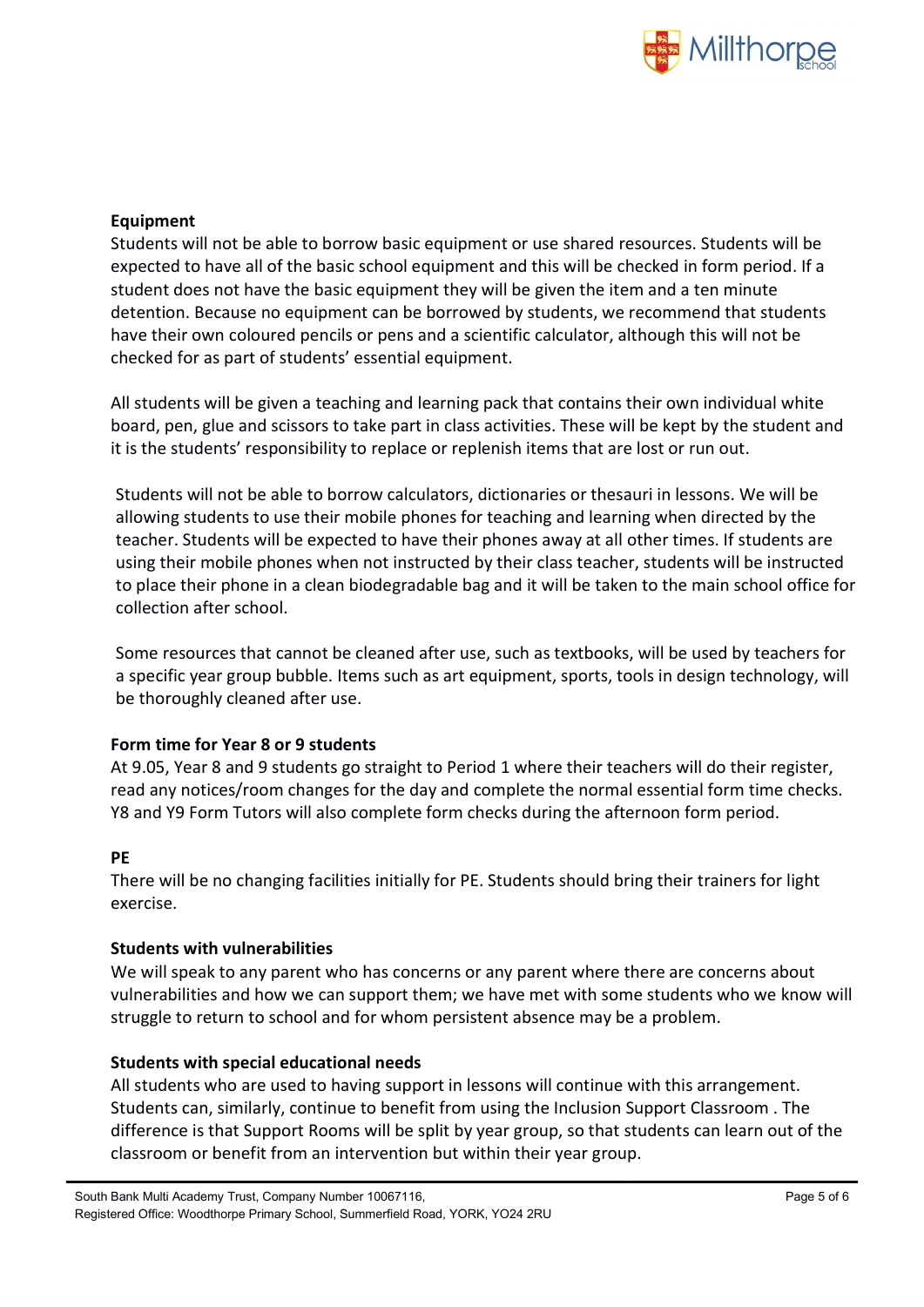**Equipment**

Students will not be able to borrow basic equipment or use shared resources. Students will be expected to have all of the basic school equipment and this will be checked in form period. If a student does not have the basic equipment they will be given the item and a ten minute detention. Because no equipment can be borrowed by students, we recommend that students have their own coloured pencils or pens and a scientific calculator, although this will not be checked for as part of students' essential equipment.

All students will be given a teaching and learning pack that contains their own individual white board, pen, glue and scissors to take part in class activities. These will be kept by the student and it is the students' responsibility to replace or replenish items that are lost or run out.

Students will not be able to borrow calculators, dictionaries or thesauri in lessons. We will be allowing students to use their mobile phones for teaching and learning when directed by the teacher. Students will be expected to have their phones away at all other times. If students are using their mobile phones when not instructed by their class teacher, students will be instructed to place their phone in a clean biodegradable bag and it will be taken to the main school office for collection after school.

Some resources that cannot be cleaned after use, such as textbooks, will be used by teachers for a specific year group bubble. Items such as art equipment, sports, tools in design technology, will be thoroughly cleaned after use.

**Form time for Year 8 or 9 students**

At 9.05, Year 8 and 9 students go straight to Period 1 where their teachers will do their register, read any notices/room changes for the day and complete the normal essential form time checks. Y8 and Y9 Form Tutors will also complete form checks during the afternoon form period.

**PE**

There will be no changing facilities initially for PE. Students should bring their trainers for light exercise.

**Students with vulnerabilities**

We will speak to any parent who has concerns or any parent where there are concerns about vulnerabilities and how we can support them; we have met with some students who we know will struggle to return to school and for whom persistent absence may be a problem.

**Students with special educational needs**

All students who are used to having support in lessons will continue with this arrangement. Students can, similarly, continue to benefit from using the Inclusion Support Classroom . The difference is that Support Rooms will be split by year group, so that students can learn out of the classroom or benefit from an intervention but within their year group.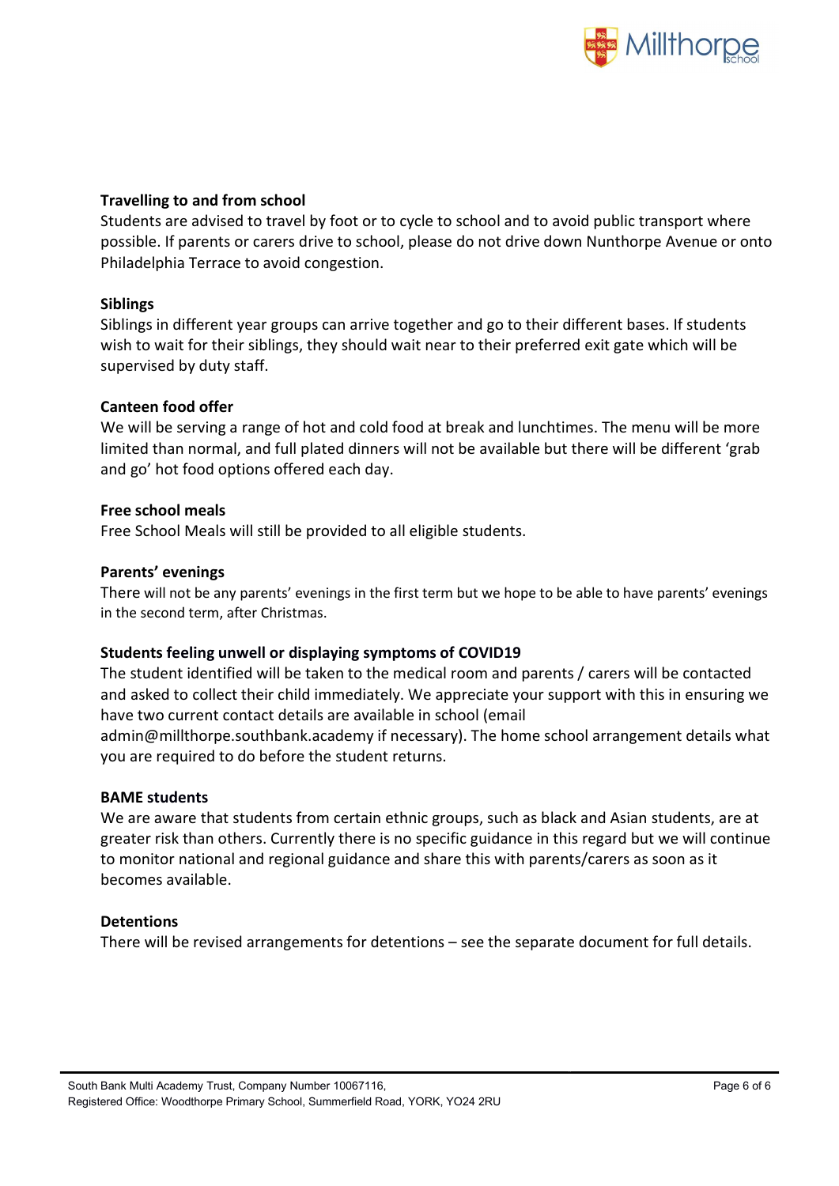**Travelling to and from school**
Students are advised to travel by foot or to cycle to school and to avoid public transport where possible. If parents or carers drive to school, please do not drive down Nunthorpe Avenue or onto Philadelphia Terrace to avoid congestion.

**Siblings**
Siblings in different year groups can arrive together and go to their different bases. If students wish to wait for their siblings, they should wait near to their preferred exit gate which will be supervised by duty staff.

**Canteen food offer**
We will be serving a range of hot and cold food at break and lunchtimes. The menu will be more limited than normal, and full plated dinners will not be available but there will be different 'grab and go' hot food options offered each day.

**Free school meals**
Free School Meals will still be provided to all eligible students.

**Parents' evenings**
There will not be any parents' evenings in the first term but we hope to be able to have parents' evenings in the second term, after Christmas.

**Students feeling unwell or displaying symptoms of COVID19**
The student identified will be taken to the medical room and parents / carers will be contacted and asked to collect their child immediately. We appreciate your support with this in ensuring we have two current contact details are available in school (email admin@millthorpe.southbank.academy if necessary). The home school arrangement details what you are required to do before the student returns.

**BAME students**
We are aware that students from certain ethnic groups, such as black and Asian students, are at greater risk than others. Currently there is no specific guidance in this regard but we will continue to monitor national and regional guidance and share this with parents/carers as soon as it becomes available.

**Detentions**
There will be revised arrangements for detentions – see the separate document for full details.